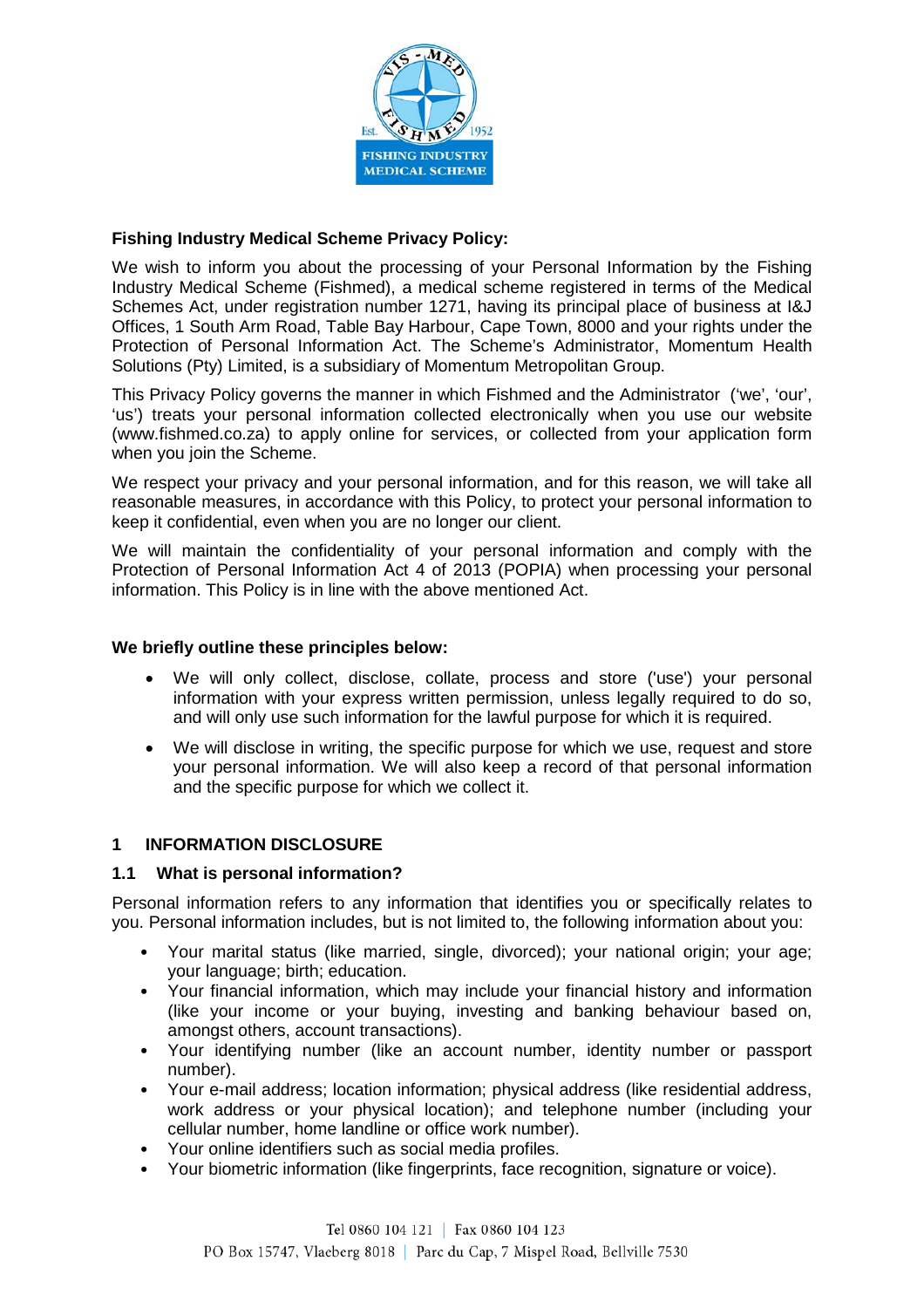**Fishing Industry Medical Scheme Privacy Policy:**

We wish to inform you about the processing of your Personal Information by the Fishing Industry Medical Scheme (Fishmed), a medical scheme registered in terms of the Medical Schemes Act, under registration number 1271, having its principal place of business at I&J Offices, 1 South Arm Road, Table Bay Harbour, Cape Town, 8000 and your rights under the Protection of Personal Information Act. The Scheme's Administrator, Momentum Health Solutions (Pty) Limited, is a subsidiary of Momentum Metropolitan Group.

This Privacy Policy governs the manner in which Fishmed and the Administrator ('we', 'our', 'us') treats your personal information collected electronically when you use our website (www.fishmed.co.za) to apply online for services, or collected from your application form when you join the Scheme.

We respect your privacy and your personal information, and for this reason, we will take all reasonable measures, in accordance with this Policy, to protect your personal information to keep it confidential, even when you are no longer our client.

We will maintain the confidentiality of your personal information and comply with the Protection of Personal Information Act 4 of 2013 (POPIA) when processing your personal information. This Policy is in line with the above mentioned Act.

**We briefly outline these principles below:**

- We will only collect, disclose, collate, process and store ('use') your personal information with your express written permission, unless legally required to do so, and will only use such information for the lawful purpose for which it is required.
- We will disclose in writing, the specific purpose for which we use, request and store your personal information. We will also keep a record of that personal information and the specific purpose for which we collect it.

## 1 INFORMATION DISCLOSURE

### 1.1 What is personal information?

Personal information refers to any information that identifies you or specifically relates to you. Personal information includes, but is not limited to, the following information about you:

- Your marital status (like married, single, divorced); your national origin; your age; your language; birth; education.
- Your financial information, which may include your financial history and information (like your income or your buying, investing and banking behaviour based on, amongst others, account transactions).
- Your identifying number (like an account number, identity number or passport number).
- Your e-mail address; location information; physical address (like residential address, work address or your physical location); and telephone number (including your cellular number, home landline or office work number).
- Your online identifiers such as social media profiles.
- Your biometric information (like fingerprints, face recognition, signature or voice).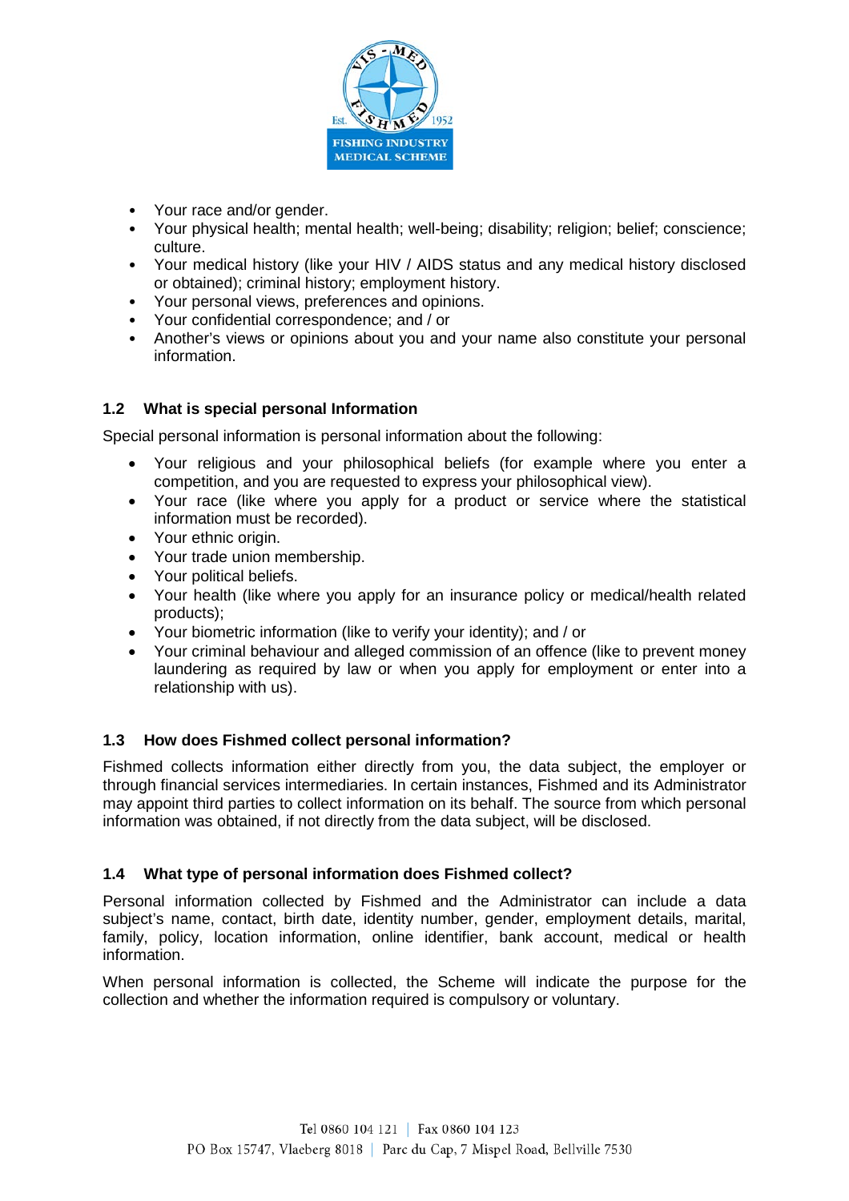- Your race and/or gender.
- Your physical health; mental health; well-being; disability; religion; belief; conscience; culture.
- Your medical history (like your HIV / AIDS status and any medical history disclosed or obtained); criminal history; employment history.
- Your personal views, preferences and opinions.
- Your confidential correspondence; and / or
- Another's views or opinions about you and your name also constitute your personal information.

### 1.2 What is special personal Information

Special personal information is personal information about the following:

- Your religious and your philosophical beliefs (for example where you enter a competition, and you are requested to express your philosophical view).
- Your race (like where you apply for a product or service where the statistical information must be recorded).
- Your ethnic origin.
- Your trade union membership.
- Your political beliefs.
- Your health (like where you apply for an insurance policy or medical/health related products);
- Your biometric information (like to verify your identity); and / or
- Your criminal behaviour and alleged commission of an offence (like to prevent money laundering as required by law or when you apply for employment or enter into a relationship with us).

### 1.3 How does Fishmed collect personal information?

Fishmed collects information either directly from you, the data subject, the employer or through financial services intermediaries. In certain instances, Fishmed and its Administrator may appoint third parties to collect information on its behalf. The source from which personal information was obtained, if not directly from the data subject, will be disclosed.

### 1.4 What type of personal information does Fishmed collect?

Personal information collected by Fishmed and the Administrator can include a data subject's name, contact, birth date, identity number, gender, employment details, marital, family, policy, location information, online identifier, bank account, medical or health information.

When personal information is collected, the Scheme will indicate the purpose for the collection and whether the information required is compulsory or voluntary.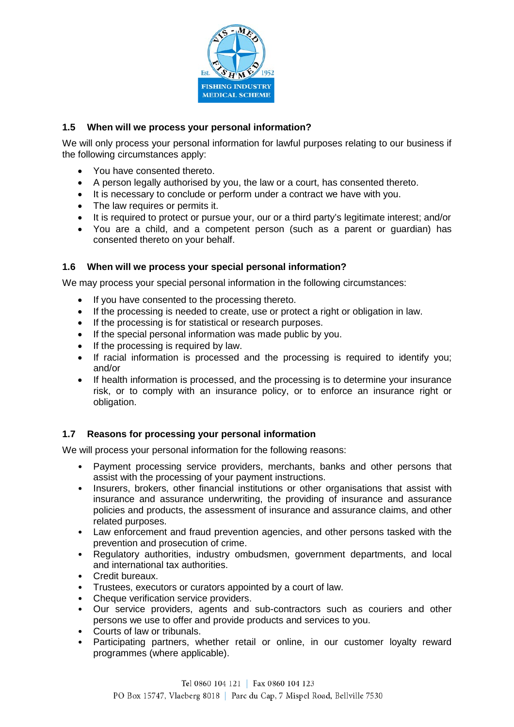### 1.5 When will we process your personal information?

We will only process your personal information for lawful purposes relating to our business if the following circumstances apply:

- You have consented thereto.
- A person legally authorised by you, the law or a court, has consented thereto.
- It is necessary to conclude or perform under a contract we have with you.
- The law requires or permits it.
- It is required to protect or pursue your, our or a third party's legitimate interest; and/or
- You are a child, and a competent person (such as a parent or guardian) has consented thereto on your behalf.

### 1.6 When will we process your special personal information?

We may process your special personal information in the following circumstances:

- If you have consented to the processing thereto.
- If the processing is needed to create, use or protect a right or obligation in law.
- If the processing is for statistical or research purposes.
- If the special personal information was made public by you.
- If the processing is required by law.
- If racial information is processed and the processing is required to identify you; and/or
- If health information is processed, and the processing is to determine your insurance risk, or to comply with an insurance policy, or to enforce an insurance right or obligation.

### 1.7 Reasons for processing your personal information

We will process your personal information for the following reasons:

- Payment processing service providers, merchants, banks and other persons that assist with the processing of your payment instructions.
- Insurers, brokers, other financial institutions or other organisations that assist with insurance and assurance underwriting, the providing of insurance and assurance policies and products, the assessment of insurance and assurance claims, and other related purposes.
- Law enforcement and fraud prevention agencies, and other persons tasked with the prevention and prosecution of crime.
- Regulatory authorities, industry ombudsmen, government departments, and local and international tax authorities.
- Credit bureaux.
- Trustees, executors or curators appointed by a court of law.
- Cheque verification service providers.
- Our service providers, agents and sub-contractors such as couriers and other persons we use to offer and provide products and services to you.
- Courts of law or tribunals.
- Participating partners, whether retail or online, in our customer loyalty reward programmes (where applicable).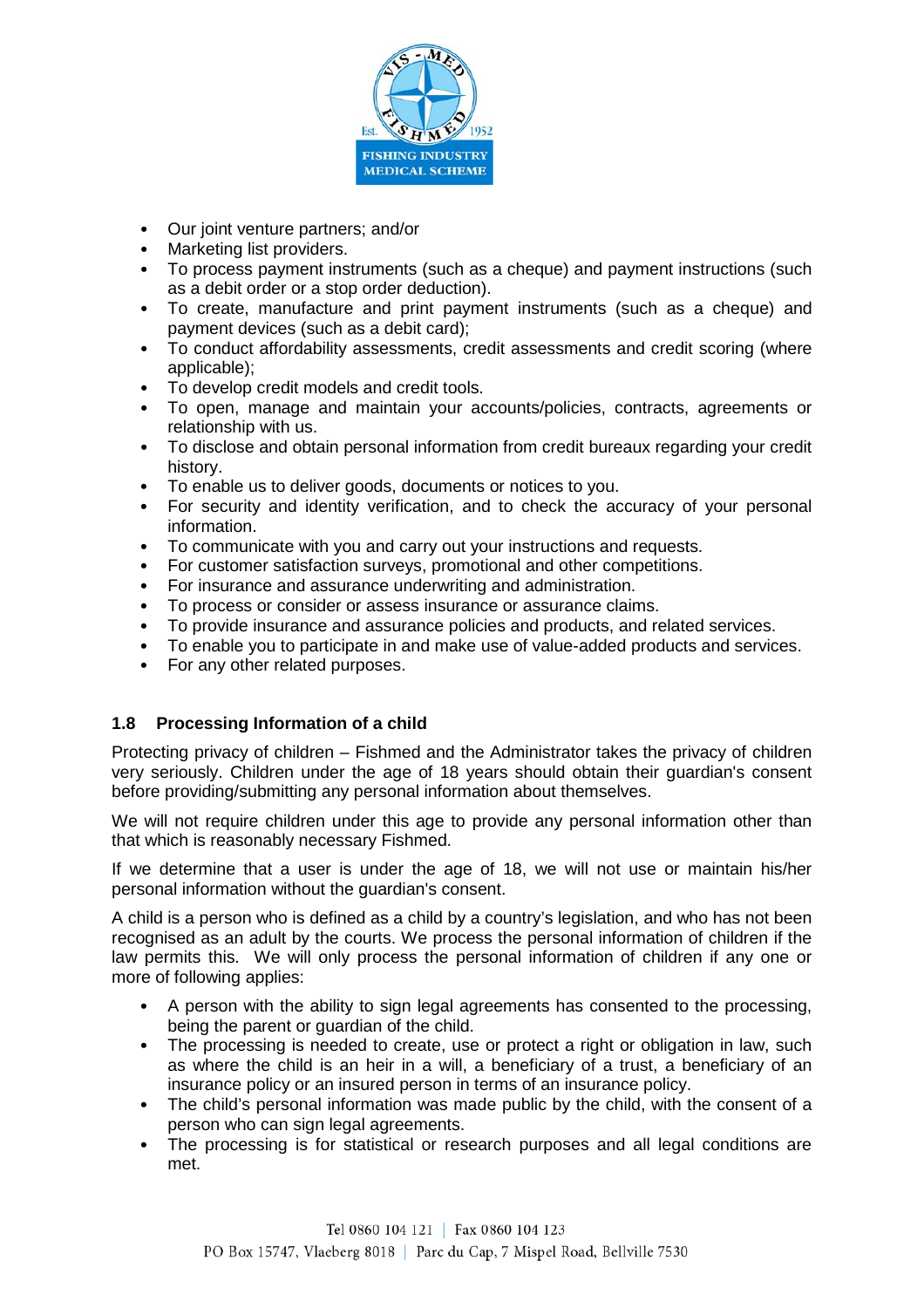- Our joint venture partners; and/or
- Marketing list providers.
- To process payment instruments (such as a cheque) and payment instructions (such as a debit order or a stop order deduction).
- To create, manufacture and print payment instruments (such as a cheque) and payment devices (such as a debit card);
- To conduct affordability assessments, credit assessments and credit scoring (where applicable);
- To develop credit models and credit tools.
- To open, manage and maintain your accounts/policies, contracts, agreements or relationship with us.
- To disclose and obtain personal information from credit bureaux regarding your credit history.
- To enable us to deliver goods, documents or notices to you.
- For security and identity verification, and to check the accuracy of your personal information.
- To communicate with you and carry out your instructions and requests.
- For customer satisfaction surveys, promotional and other competitions.
- For insurance and assurance underwriting and administration.
- To process or consider or assess insurance or assurance claims.
- To provide insurance and assurance policies and products, and related services.
- To enable you to participate in and make use of value-added products and services.
- For any other related purposes.

### 1.8 Processing Information of a child

Protecting privacy of children – Fishmed and the Administrator takes the privacy of children very seriously. Children under the age of 18 years should obtain their guardian's consent before providing/submitting any personal information about themselves.

We will not require children under this age to provide any personal information other than that which is reasonably necessary Fishmed.

If we determine that a user is under the age of 18, we will not use or maintain his/her personal information without the guardian's consent.

A child is a person who is defined as a child by a country's legislation, and who has not been recognised as an adult by the courts. We process the personal information of children if the law permits this. We will only process the personal information of children if any one or more of following applies:

- A person with the ability to sign legal agreements has consented to the processing, being the parent or guardian of the child.
- The processing is needed to create, use or protect a right or obligation in law, such as where the child is an heir in a will, a beneficiary of a trust, a beneficiary of an insurance policy or an insured person in terms of an insurance policy.
- The child's personal information was made public by the child, with the consent of a person who can sign legal agreements.
- The processing is for statistical or research purposes and all legal conditions are met.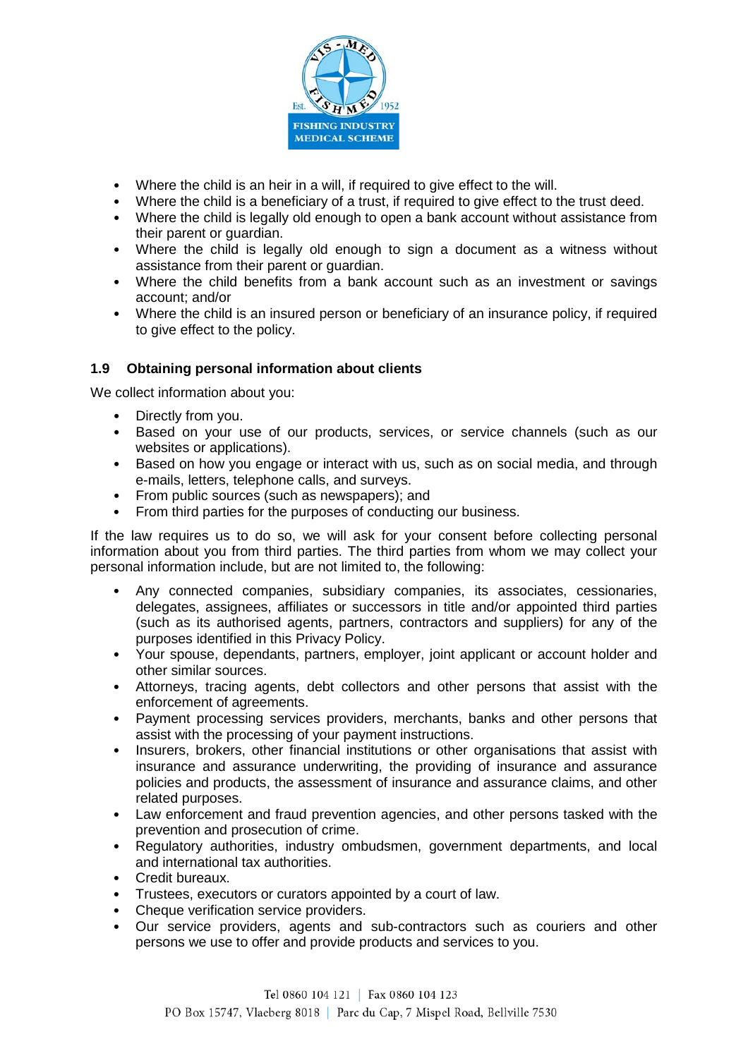- Where the child is an heir in a will, if required to give effect to the will.
- Where the child is a beneficiary of a trust, if required to give effect to the trust deed.
- Where the child is legally old enough to open a bank account without assistance from their parent or guardian.
- Where the child is legally old enough to sign a document as a witness without assistance from their parent or guardian.
- Where the child benefits from a bank account such as an investment or savings account; and/or
- Where the child is an insured person or beneficiary of an insurance policy, if required to give effect to the policy.

### 1.9 Obtaining personal information about clients

We collect information about you:

- Directly from you.
- Based on your use of our products, services, or service channels (such as our websites or applications).
- Based on how you engage or interact with us, such as on social media, and through e-mails, letters, telephone calls, and surveys.
- From public sources (such as newspapers); and
- From third parties for the purposes of conducting our business.

If the law requires us to do so, we will ask for your consent before collecting personal information about you from third parties. The third parties from whom we may collect your personal information include, but are not limited to, the following:

- Any connected companies, subsidiary companies, its associates, cessionaries, delegates, assignees, affiliates or successors in title and/or appointed third parties (such as its authorised agents, partners, contractors and suppliers) for any of the purposes identified in this Privacy Policy.
- Your spouse, dependants, partners, employer, joint applicant or account holder and other similar sources.
- Attorneys, tracing agents, debt collectors and other persons that assist with the enforcement of agreements.
- Payment processing services providers, merchants, banks and other persons that assist with the processing of your payment instructions.
- Insurers, brokers, other financial institutions or other organisations that assist with insurance and assurance underwriting, the providing of insurance and assurance policies and products, the assessment of insurance and assurance claims, and other related purposes.
- Law enforcement and fraud prevention agencies, and other persons tasked with the prevention and prosecution of crime.
- Regulatory authorities, industry ombudsmen, government departments, and local and international tax authorities.
- Credit bureaux.
- Trustees, executors or curators appointed by a court of law.
- Cheque verification service providers.
- Our service providers, agents and sub-contractors such as couriers and other persons we use to offer and provide products and services to you.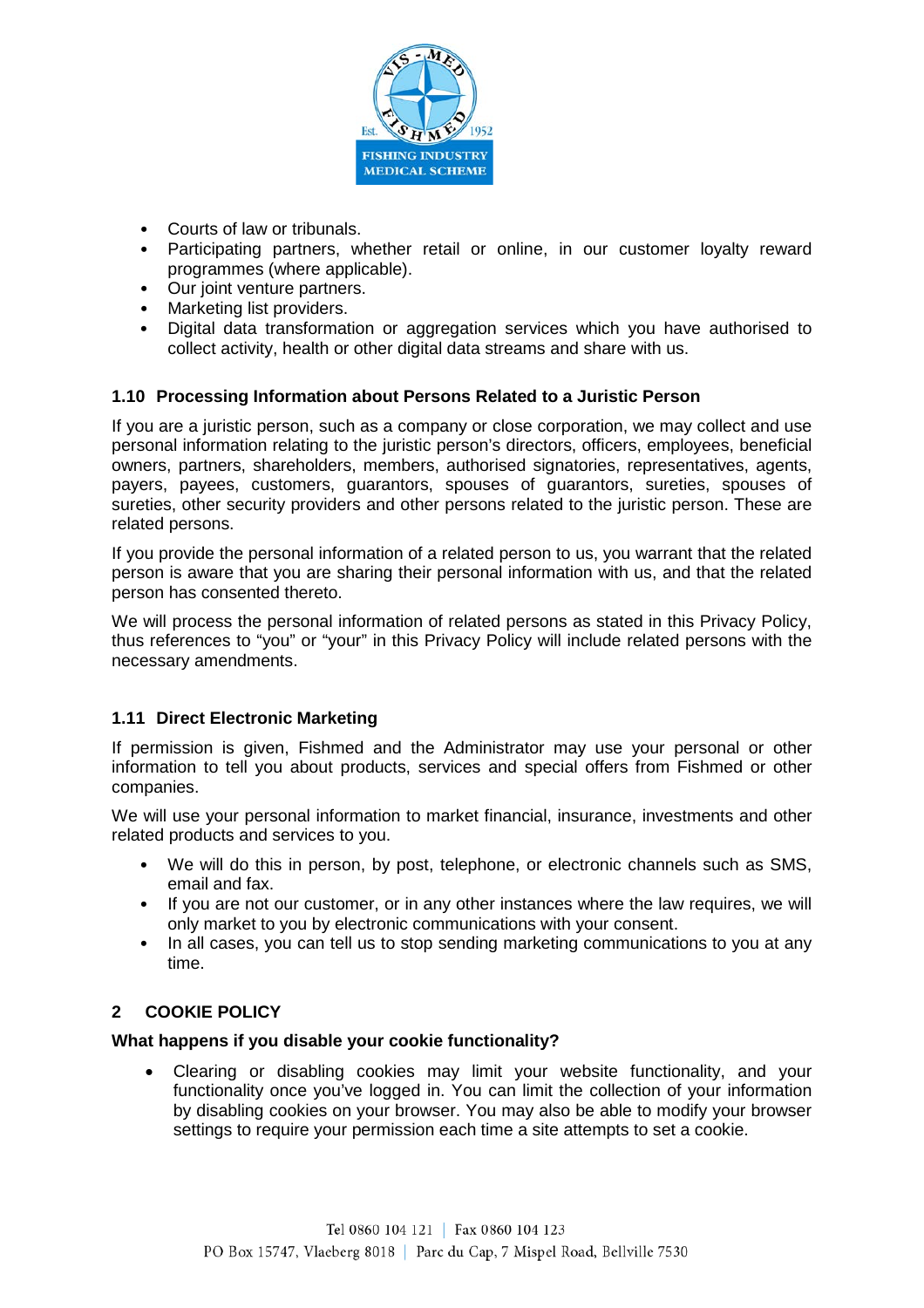- Courts of law or tribunals.
- Participating partners, whether retail or online, in our customer loyalty reward programmes (where applicable).
- Our joint venture partners.
- Marketing list providers.
- Digital data transformation or aggregation services which you have authorised to collect activity, health or other digital data streams and share with us.

### 1.10 Processing Information about Persons Related to a Juristic Person

If you are a juristic person, such as a company or close corporation, we may collect and use personal information relating to the juristic person's directors, officers, employees, beneficial owners, partners, shareholders, members, authorised signatories, representatives, agents, payers, payees, customers, guarantors, spouses of guarantors, sureties, spouses of sureties, other security providers and other persons related to the juristic person. These are related persons.

If you provide the personal information of a related person to us, you warrant that the related person is aware that you are sharing their personal information with us, and that the related person has consented thereto.

We will process the personal information of related persons as stated in this Privacy Policy, thus references to "you" or "your" in this Privacy Policy will include related persons with the necessary amendments.

### 1.11 Direct Electronic Marketing

If permission is given, Fishmed and the Administrator may use your personal or other information to tell you about products, services and special offers from Fishmed or other companies.

We will use your personal information to market financial, insurance, investments and other related products and services to you.

- We will do this in person, by post, telephone, or electronic channels such as SMS, email and fax.
- If you are not our customer, or in any other instances where the law requires, we will only market to you by electronic communications with your consent.
- In all cases, you can tell us to stop sending marketing communications to you at any time.

## 2 COOKIE POLICY

**What happens if you disable your cookie functionality?**

- Clearing or disabling cookies may limit your website functionality, and your functionality once you've logged in. You can limit the collection of your information by disabling cookies on your browser. You may also be able to modify your browser settings to require your permission each time a site attempts to set a cookie.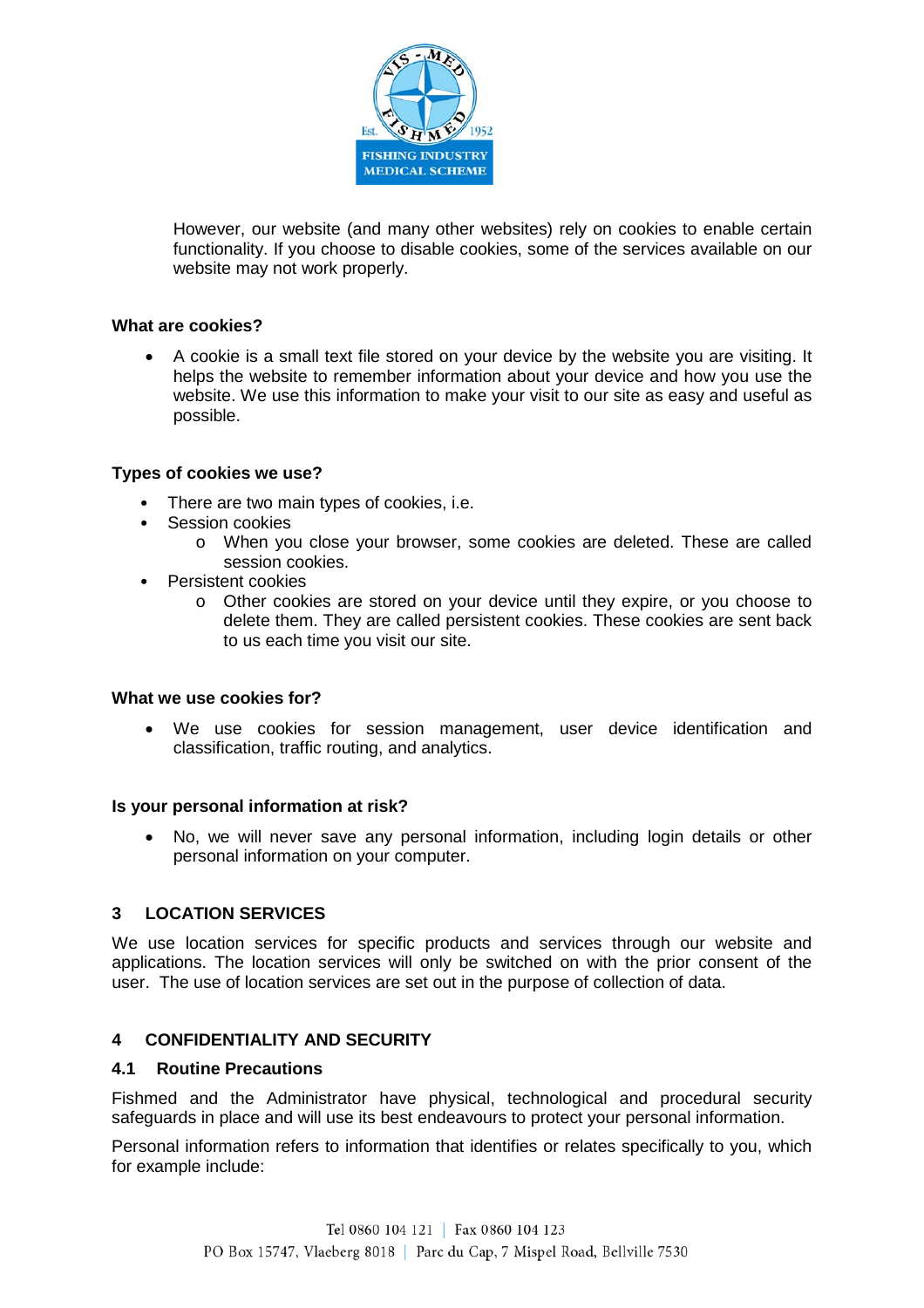However, our website (and many other websites) rely on cookies to enable certain functionality. If you choose to disable cookies, some of the services available on our website may not work properly.

**What are cookies?**

- A cookie is a small text file stored on your device by the website you are visiting. It helps the website to remember information about your device and how you use the website. We use this information to make your visit to our site as easy and useful as possible.

**Types of cookies we use?**

- There are two main types of cookies, i.e.
- Session cookies
  - When you close your browser, some cookies are deleted. These are called session cookies.
- Persistent cookies
  - Other cookies are stored on your device until they expire, or you choose to delete them. They are called persistent cookies. These cookies are sent back to us each time you visit our site.

**What we use cookies for?**

- We use cookies for session management, user device identification and classification, traffic routing, and analytics.

**Is your personal information at risk?**

- No, we will never save any personal information, including login details or other personal information on your computer.

## 3 LOCATION SERVICES

We use location services for specific products and services through our website and applications. The location services will only be switched on with the prior consent of the user. The use of location services are set out in the purpose of collection of data.

## 4 CONFIDENTIALITY AND SECURITY

### 4.1 Routine Precautions

Fishmed and the Administrator have physical, technological and procedural security safeguards in place and will use its best endeavours to protect your personal information.

Personal information refers to information that identifies or relates specifically to you, which for example include: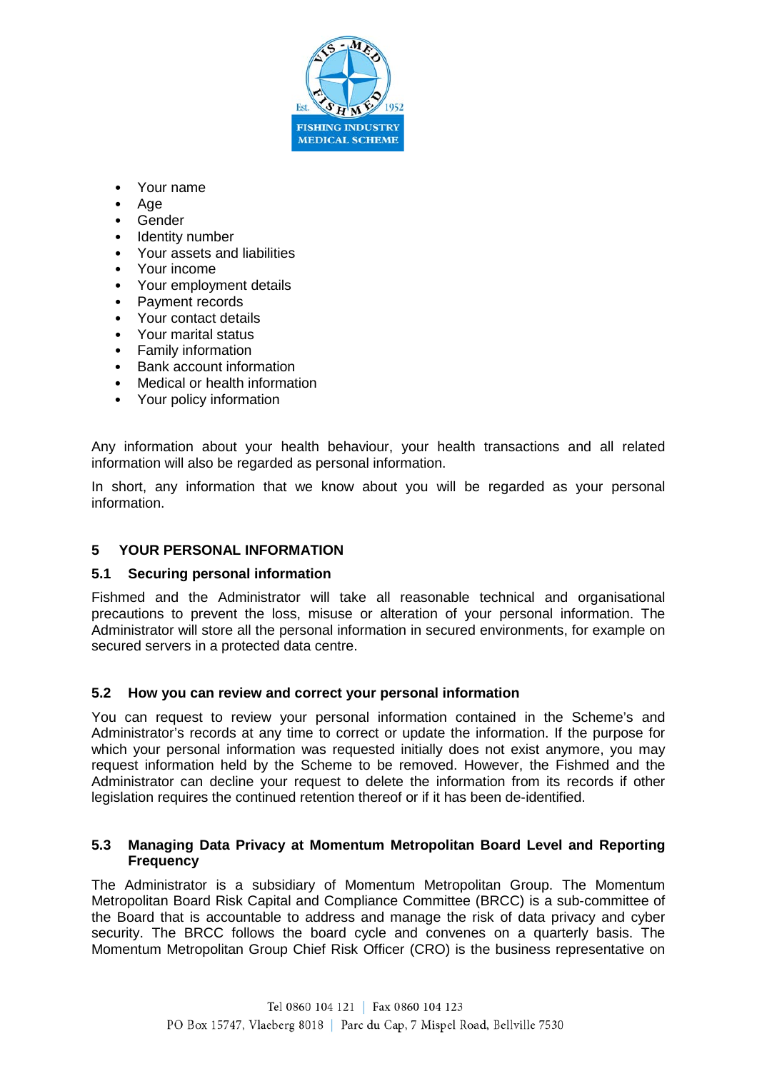- Your name
- Age
- Gender
- Identity number
- Your assets and liabilities
- Your income
- Your employment details
- Payment records
- Your contact details
- Your marital status
- Family information
- Bank account information
- Medical or health information
- Your policy information

Any information about your health behaviour, your health transactions and all related information will also be regarded as personal information.

In short, any information that we know about you will be regarded as your personal information.

## 5 YOUR PERSONAL INFORMATION

### 5.1 Securing personal information

Fishmed and the Administrator will take all reasonable technical and organisational precautions to prevent the loss, misuse or alteration of your personal information. The Administrator will store all the personal information in secured environments, for example on secured servers in a protected data centre.

### 5.2 How you can review and correct your personal information

You can request to review your personal information contained in the Scheme's and Administrator's records at any time to correct or update the information. If the purpose for which your personal information was requested initially does not exist anymore, you may request information held by the Scheme to be removed. However, the Fishmed and the Administrator can decline your request to delete the information from its records if other legislation requires the continued retention thereof or if it has been de-identified.

### 5.3 Managing Data Privacy at Momentum Metropolitan Board Level and Reporting Frequency

The Administrator is a subsidiary of Momentum Metropolitan Group. The Momentum Metropolitan Board Risk Capital and Compliance Committee (BRCC) is a sub-committee of the Board that is accountable to address and manage the risk of data privacy and cyber security. The BRCC follows the board cycle and convenes on a quarterly basis. The Momentum Metropolitan Group Chief Risk Officer (CRO) is the business representative on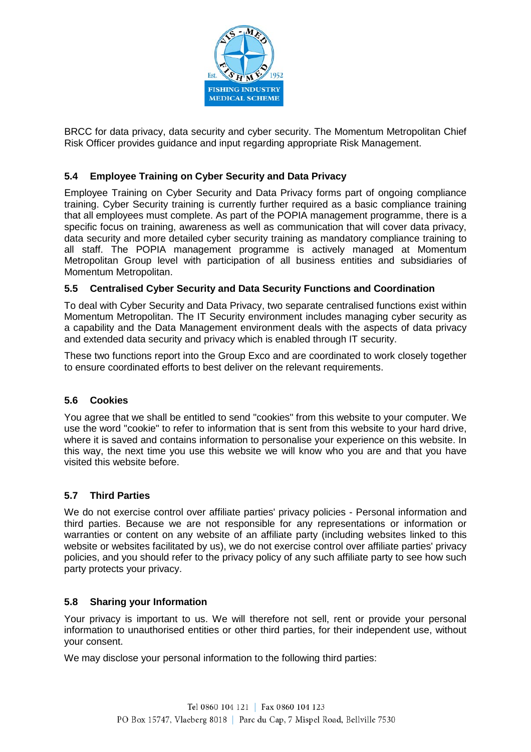BRCC for data privacy, data security and cyber security. The Momentum Metropolitan Chief Risk Officer provides guidance and input regarding appropriate Risk Management.

### 5.4 Employee Training on Cyber Security and Data Privacy

Employee Training on Cyber Security and Data Privacy forms part of ongoing compliance training. Cyber Security training is currently further required as a basic compliance training that all employees must complete. As part of the POPIA management programme, there is a specific focus on training, awareness as well as communication that will cover data privacy, data security and more detailed cyber security training as mandatory compliance training to all staff. The POPIA management programme is actively managed at Momentum Metropolitan Group level with participation of all business entities and subsidiaries of Momentum Metropolitan.

### 5.5 Centralised Cyber Security and Data Security Functions and Coordination

To deal with Cyber Security and Data Privacy, two separate centralised functions exist within Momentum Metropolitan. The IT Security environment includes managing cyber security as a capability and the Data Management environment deals with the aspects of data privacy and extended data security and privacy which is enabled through IT security.

These two functions report into the Group Exco and are coordinated to work closely together to ensure coordinated efforts to best deliver on the relevant requirements.

### 5.6 Cookies

You agree that we shall be entitled to send "cookies" from this website to your computer. We use the word "cookie" to refer to information that is sent from this website to your hard drive, where it is saved and contains information to personalise your experience on this website. In this way, the next time you use this website we will know who you are and that you have visited this website before.

### 5.7 Third Parties

We do not exercise control over affiliate parties' privacy policies - Personal information and third parties. Because we are not responsible for any representations or information or warranties or content on any website of an affiliate party (including websites linked to this website or websites facilitated by us), we do not exercise control over affiliate parties' privacy policies, and you should refer to the privacy policy of any such affiliate party to see how such party protects your privacy.

### 5.8 Sharing your Information

Your privacy is important to us. We will therefore not sell, rent or provide your personal information to unauthorised entities or other third parties, for their independent use, without your consent.

We may disclose your personal information to the following third parties: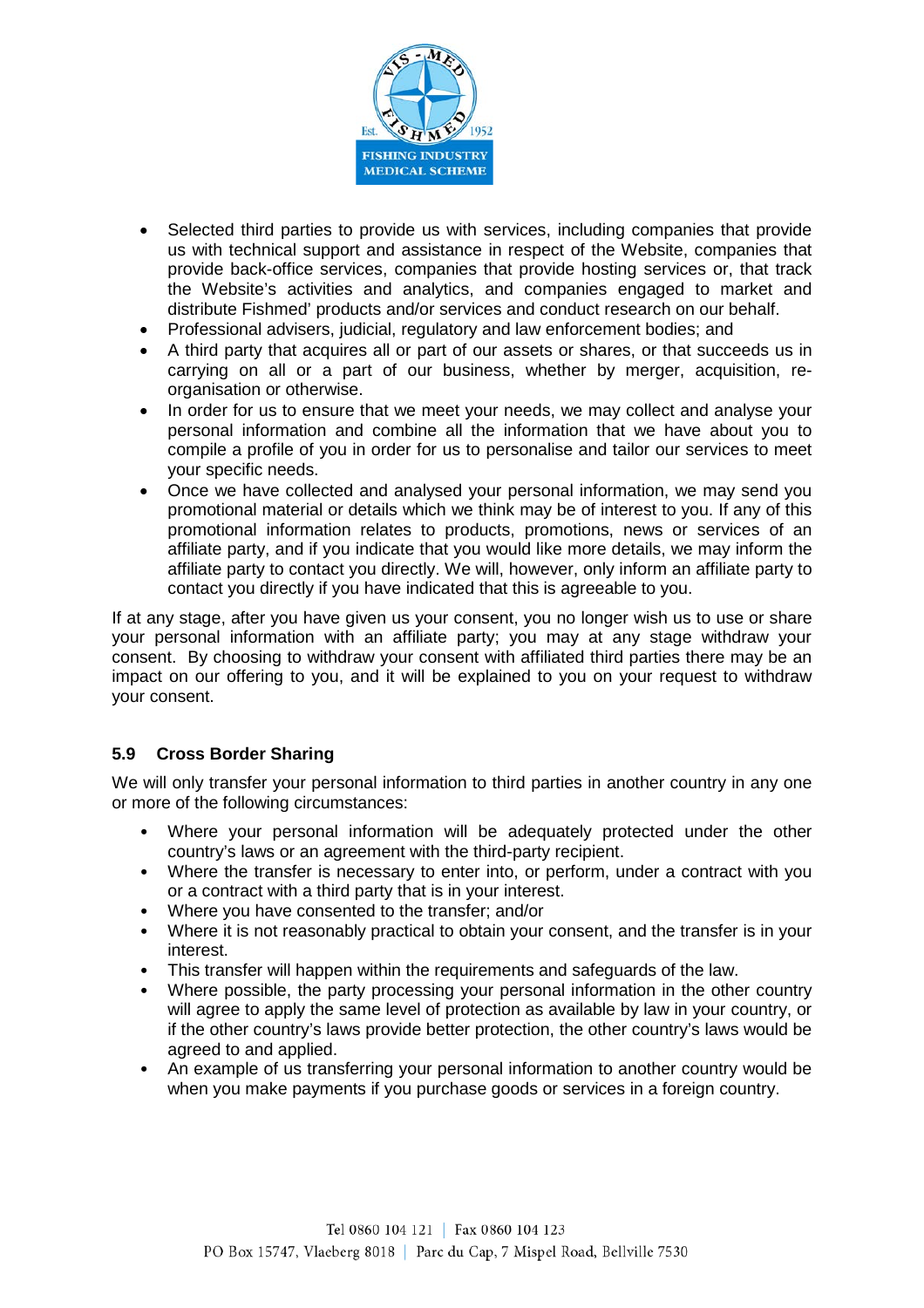- Selected third parties to provide us with services, including companies that provide us with technical support and assistance in respect of the Website, companies that provide back-office services, companies that provide hosting services or, that track the Website's activities and analytics, and companies engaged to market and distribute Fishmed' products and/or services and conduct research on our behalf.
- Professional advisers, judicial, regulatory and law enforcement bodies; and
- A third party that acquires all or part of our assets or shares, or that succeeds us in carrying on all or a part of our business, whether by merger, acquisition, re-organisation or otherwise.
- In order for us to ensure that we meet your needs, we may collect and analyse your personal information and combine all the information that we have about you to compile a profile of you in order for us to personalise and tailor our services to meet your specific needs.
- Once we have collected and analysed your personal information, we may send you promotional material or details which we think may be of interest to you. If any of this promotional information relates to products, promotions, news or services of an affiliate party, and if you indicate that you would like more details, we may inform the affiliate party to contact you directly. We will, however, only inform an affiliate party to contact you directly if you have indicated that this is agreeable to you.

If at any stage, after you have given us your consent, you no longer wish us to use or share your personal information with an affiliate party; you may at any stage withdraw your consent. By choosing to withdraw your consent with affiliated third parties there may be an impact on our offering to you, and it will be explained to you on your request to withdraw your consent.

### 5.9 Cross Border Sharing

We will only transfer your personal information to third parties in another country in any one or more of the following circumstances:

- Where your personal information will be adequately protected under the other country's laws or an agreement with the third-party recipient.
- Where the transfer is necessary to enter into, or perform, under a contract with you or a contract with a third party that is in your interest.
- Where you have consented to the transfer; and/or
- Where it is not reasonably practical to obtain your consent, and the transfer is in your interest.
- This transfer will happen within the requirements and safeguards of the law.
- Where possible, the party processing your personal information in the other country will agree to apply the same level of protection as available by law in your country, or if the other country's laws provide better protection, the other country's laws would be agreed to and applied.
- An example of us transferring your personal information to another country would be when you make payments if you purchase goods or services in a foreign country.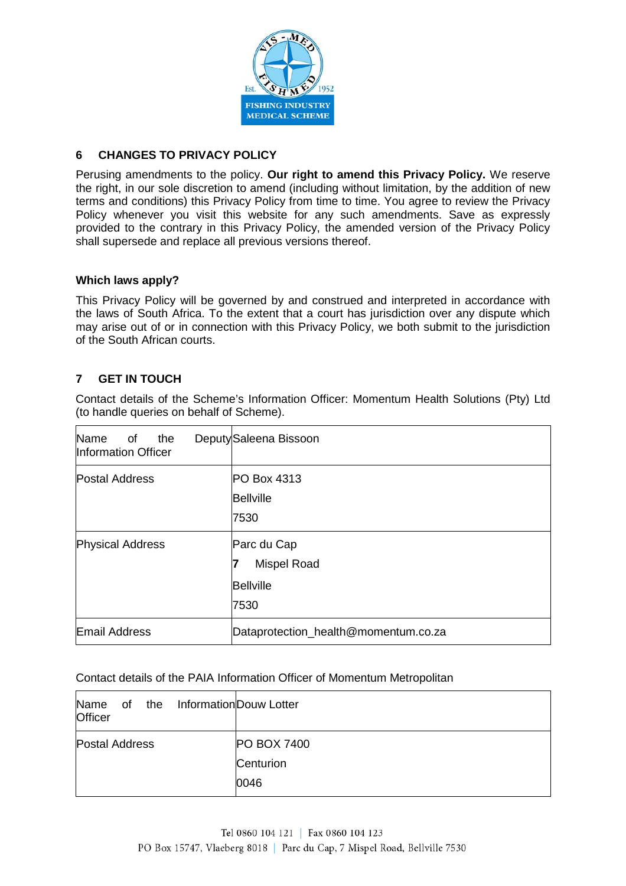## 6 CHANGES TO PRIVACY POLICY

Perusing amendments to the policy. **Our right to amend this Privacy Policy.** We reserve the right, in our sole discretion to amend (including without limitation, by the addition of new terms and conditions) this Privacy Policy from time to time. You agree to review the Privacy Policy whenever you visit this website for any such amendments. Save as expressly provided to the contrary in this Privacy Policy, the amended version of the Privacy Policy shall supersede and replace all previous versions thereof.

**Which laws apply?**

This Privacy Policy will be governed by and construed and interpreted in accordance with the laws of South Africa. To the extent that a court has jurisdiction over any dispute which may arise out of or in connection with this Privacy Policy, we both submit to the jurisdiction of the South African courts.

## 7 GET IN TOUCH

Contact details of the Scheme's Information Officer: Momentum Health Solutions (Pty) Ltd (to handle queries on behalf of Scheme).

| Name of the Deputy Information Officer | Saleena Bissoon |
|---|---|
| Postal Address | PO Box 4313<br>Bellville<br>7530 |
| Physical Address | Parc du Cap<br>7 Mispel Road<br>Bellville<br>7530 |
| Email Address | Dataprotection_health@momentum.co.za |

Contact details of the PAIA Information Officer of Momentum Metropolitan

| Name of the Information Officer | Douw Lotter |
|---|---|
| Postal Address | PO BOX 7400<br>Centurion<br>0046 |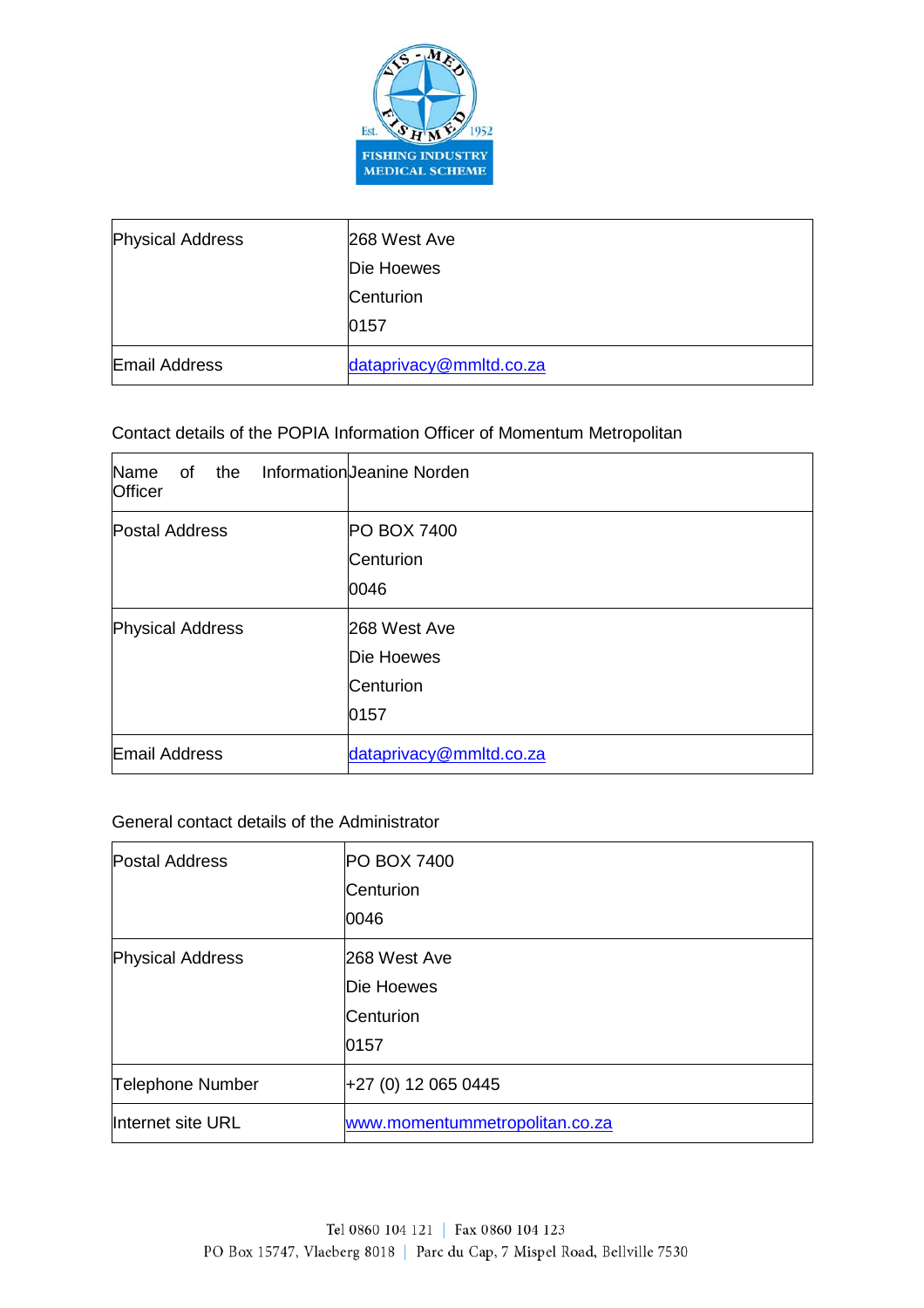| Physical Address | 268 West Ave<br>Die Hoewes<br>Centurion<br>0157 |
|---|---|
| Email Address | dataprivacy@mmltd.co.za |

Contact details of the POPIA Information Officer of Momentum Metropolitan

| Name of the Information Officer | Jeanine Norden |
|---|---|
| Postal Address | PO BOX 7400<br>Centurion<br>0046 |
| Physical Address | 268 West Ave<br>Die Hoewes<br>Centurion<br>0157 |
| Email Address | dataprivacy@mmltd.co.za |

General contact details of the Administrator

| Postal Address | PO BOX 7400<br>Centurion<br>0046 |
|---|---|
| Physical Address | 268 West Ave<br>Die Hoewes<br>Centurion<br>0157 |
| Telephone Number | +27 (0) 12 065 0445 |
| Internet site URL | www.momentummetropolitan.co.za |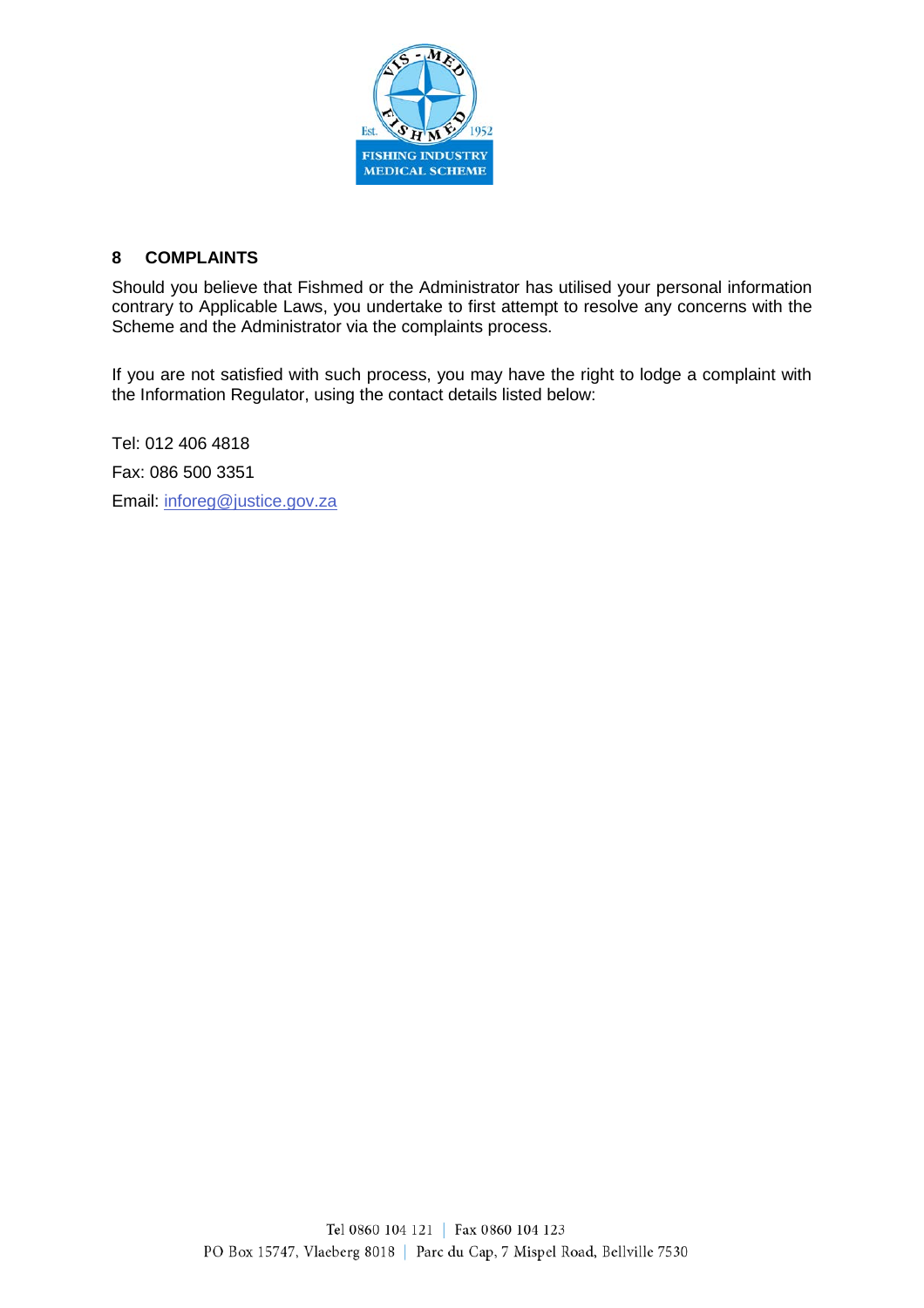## 8 COMPLAINTS

Should you believe that Fishmed or the Administrator has utilised your personal information contrary to Applicable Laws, you undertake to first attempt to resolve any concerns with the Scheme and the Administrator via the complaints process.

If you are not satisfied with such process, you may have the right to lodge a complaint with the Information Regulator, using the contact details listed below:

Tel: 012 406 4818

Fax: 086 500 3351

Email: inforeg@justice.gov.za